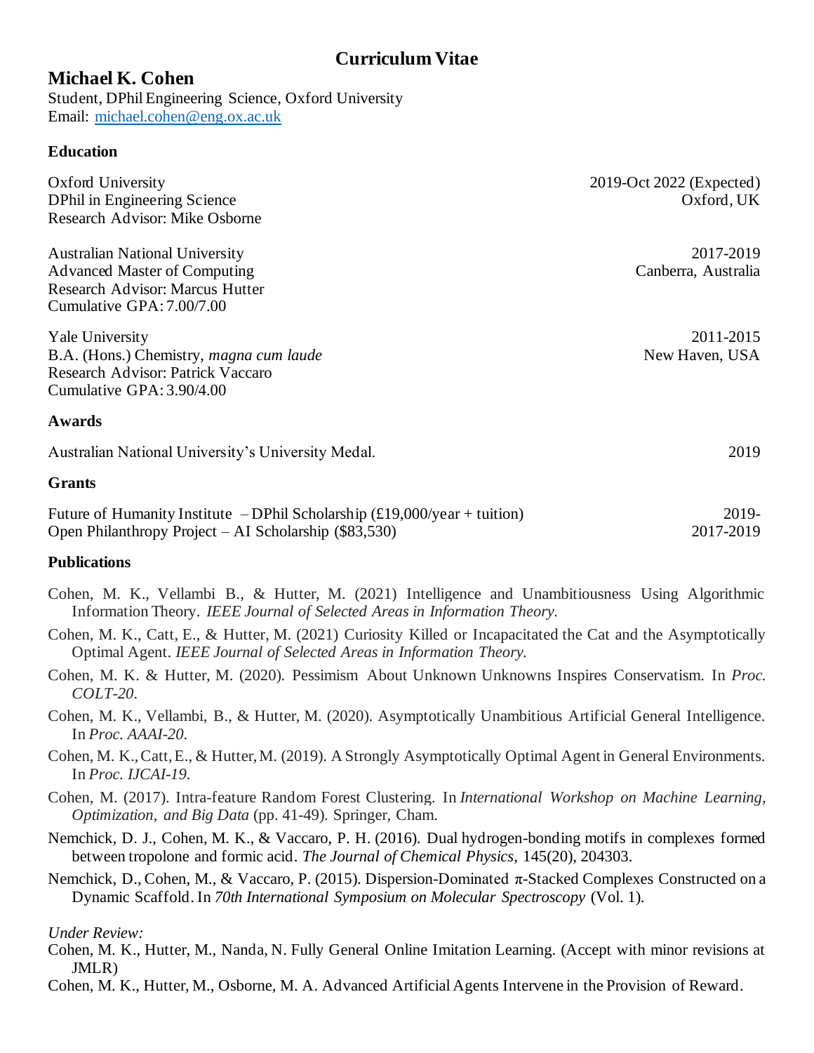# Curriculum Vitae

## Michael K. Cohen

Student, DPhil Engineering Science, Oxford University
Email: michael.cohen@eng.ox.ac.uk

### Education

Oxford University — 2019-Oct 2022 (Expected)
DPhil in Engineering Science — Oxford, UK
Research Advisor: Mike Osborne

Australian National University — 2017-2019
Advanced Master of Computing — Canberra, Australia
Research Advisor: Marcus Hutter
Cumulative GPA: 7.00/7.00

Yale University — 2011-2015
B.A. (Hons.) Chemistry, *magna cum laude* — New Haven, USA
Research Advisor: Patrick Vaccaro
Cumulative GPA: 3.90/4.00

### Awards

Australian National University's University Medal. — 2019

### Grants

Future of Humanity Institute – DPhil Scholarship (£19,000/year + tuition) — 2019-
Open Philanthropy Project – AI Scholarship ($83,530) — 2017-2019

### Publications

Cohen, M. K., Vellambi B., & Hutter, M. (2021) Intelligence and Unambitiousness Using Algorithmic Information Theory. *IEEE Journal of Selected Areas in Information Theory.*

Cohen, M. K., Catt, E., & Hutter, M. (2021) Curiosity Killed or Incapacitated the Cat and the Asymptotically Optimal Agent. *IEEE Journal of Selected Areas in Information Theory.*

Cohen, M. K. & Hutter, M. (2020). Pessimism About Unknown Unknowns Inspires Conservatism. In *Proc. COLT-20*.

Cohen, M. K., Vellambi, B., & Hutter, M. (2020). Asymptotically Unambitious Artificial General Intelligence. In *Proc. AAAI-20*.

Cohen, M. K., Catt, E., & Hutter, M. (2019). A Strongly Asymptotically Optimal Agent in General Environments. In *Proc. IJCAI-19*.

Cohen, M. (2017). Intra-feature Random Forest Clustering. In *International Workshop on Machine Learning, Optimization, and Big Data* (pp. 41-49). Springer, Cham.

Nemchick, D. J., Cohen, M. K., & Vaccaro, P. H. (2016). Dual hydrogen-bonding motifs in complexes formed between tropolone and formic acid. *The Journal of Chemical Physics*, 145(20), 204303.

Nemchick, D., Cohen, M., & Vaccaro, P. (2015). Dispersion-Dominated $\pi$-Stacked Complexes Constructed on a Dynamic Scaffold. In *70th International Symposium on Molecular Spectroscopy* (Vol. 1).

*Under Review:*

Cohen, M. K., Hutter, M., Nanda, N. Fully General Online Imitation Learning. (Accept with minor revisions at JMLR)

Cohen, M. K., Hutter, M., Osborne, M. A. Advanced Artificial Agents Intervene in the Provision of Reward.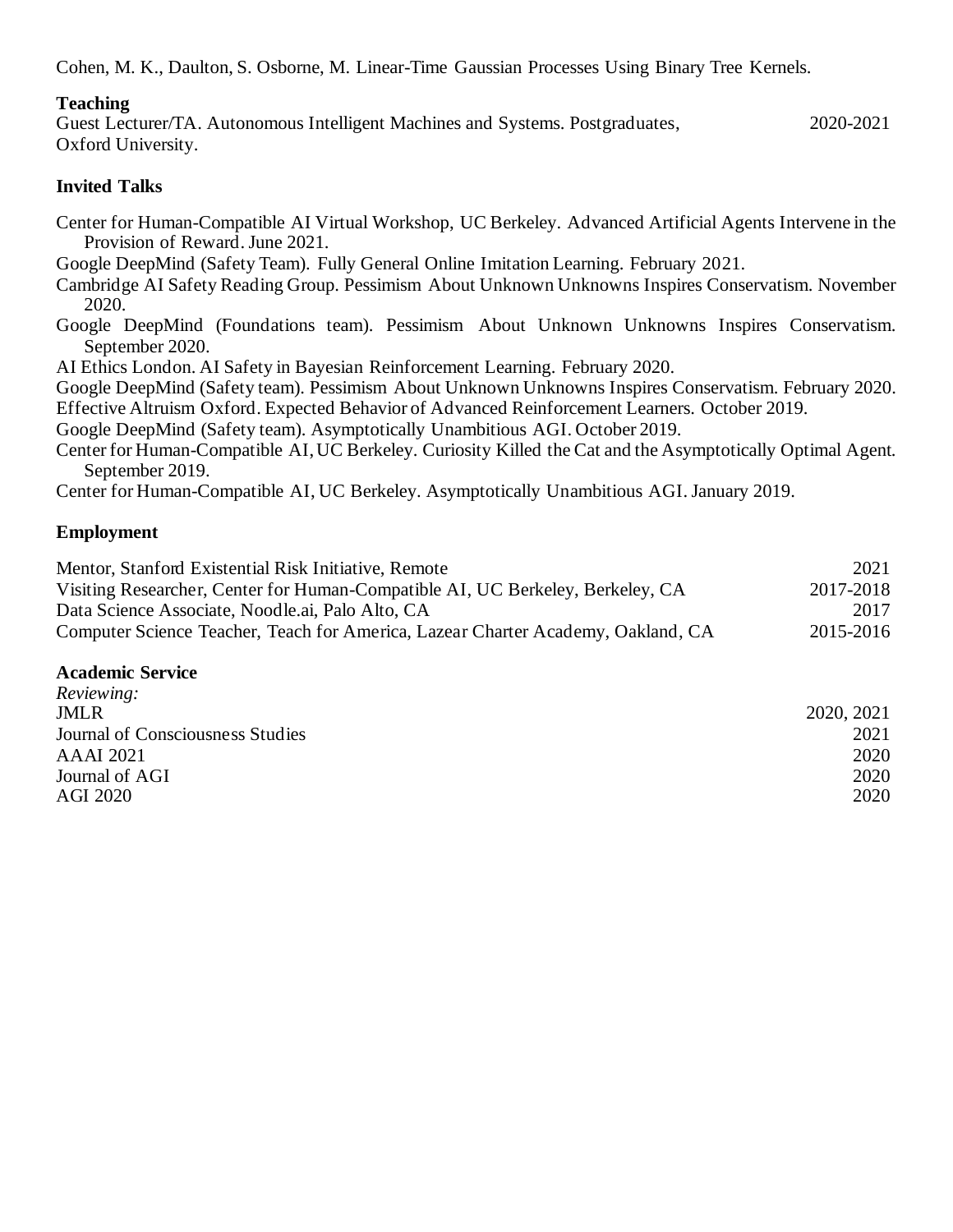Cohen, M. K., Daulton, S. Osborne, M. Linear-Time Gaussian Processes Using Binary Tree Kernels.

**Teaching**

Guest Lecturer/TA. Autonomous Intelligent Machines and Systems. Postgraduates, Oxford University. 2020-2021

**Invited Talks**

Center for Human-Compatible AI Virtual Workshop, UC Berkeley. Advanced Artificial Agents Intervene in the Provision of Reward. June 2021.

Google DeepMind (Safety Team). Fully General Online Imitation Learning. February 2021.

Cambridge AI Safety Reading Group. Pessimism About Unknown Unknowns Inspires Conservatism. November 2020.

Google DeepMind (Foundations team). Pessimism About Unknown Unknowns Inspires Conservatism. September 2020.

AI Ethics London. AI Safety in Bayesian Reinforcement Learning. February 2020.

Google DeepMind (Safety team). Pessimism About Unknown Unknowns Inspires Conservatism. February 2020.

Effective Altruism Oxford. Expected Behavior of Advanced Reinforcement Learners. October 2019.

Google DeepMind (Safety team). Asymptotically Unambitious AGI. October 2019.

Center for Human-Compatible AI, UC Berkeley. Curiosity Killed the Cat and the Asymptotically Optimal Agent. September 2019.

Center for Human-Compatible AI, UC Berkeley. Asymptotically Unambitious AGI. January 2019.

**Employment**

| | |
|---|---|
| Mentor, Stanford Existential Risk Initiative, Remote | 2021 |
| Visiting Researcher, Center for Human-Compatible AI, UC Berkeley, Berkeley, CA | 2017-2018 |
| Data Science Associate, Noodle.ai, Palo Alto, CA | 2017 |
| Computer Science Teacher, Teach for America, Lazear Charter Academy, Oakland, CA | 2015-2016 |

**Academic Service**

*Reviewing:*

| | |
|---|---|
| JMLR | 2020, 2021 |
| Journal of Consciousness Studies | 2021 |
| AAAI 2021 | 2020 |
| Journal of AGI | 2020 |
| AGI 2020 | 2020 |